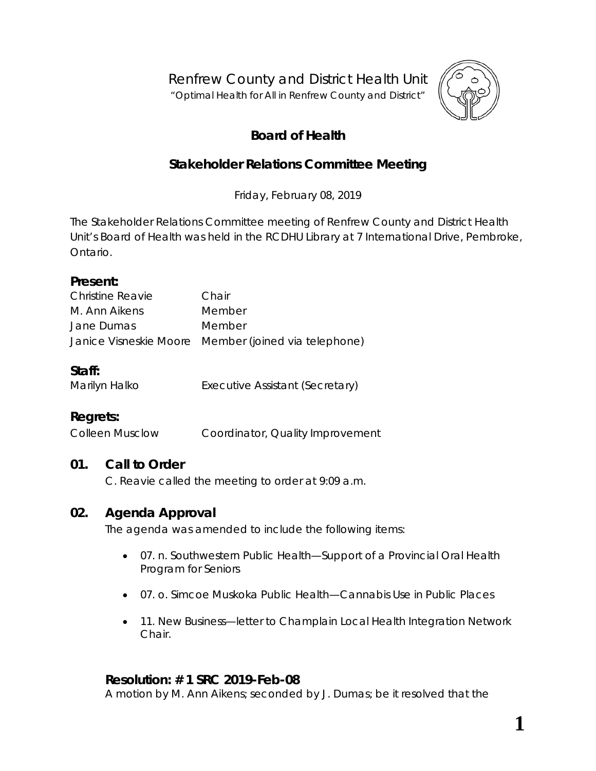# Renfrew County and District Health Unit

"Optimal Health for All in Renfrew County and District"

## Board of Health

## Stakeholder Relations Committee Meeting

Friday, February 08, 2019

The Stakeholder Relations Committee meeting of Renfrew County and District Health Unit's Board of Health was held in the RCDHU Library at 7 International Drive, Pembroke, Ontario.

### Present:

| | |
|---|---|
| Christine Reavie | Chair |
| M. Ann Aikens | Member |
| Jane Dumas | Member |
| Janice Visneskie Moore | Member (joined via telephone) |

### Staff:

| | |
|---|---|
| Marilyn Halko | Executive Assistant (Secretary) |

### Regrets:

| | |
|---|---|
| Colleen Musclow | Coordinator, Quality Improvement |

### 01. Call to Order

C. Reavie called the meeting to order at 9:09 a.m.

### 02. Agenda Approval

The agenda was amended to include the following items:

- 07. n. Southwestern Public Health—Support of a Provincial Oral Health Program for Seniors
- 07. o. Simcoe Muskoka Public Health—Cannabis Use in Public Places
- 11. New Business—letter to Champlain Local Health Integration Network Chair.

#### Resolution: # 1 SRC 2019-Feb-08

A motion by M. Ann Aikens; seconded by J. Dumas; be it resolved that the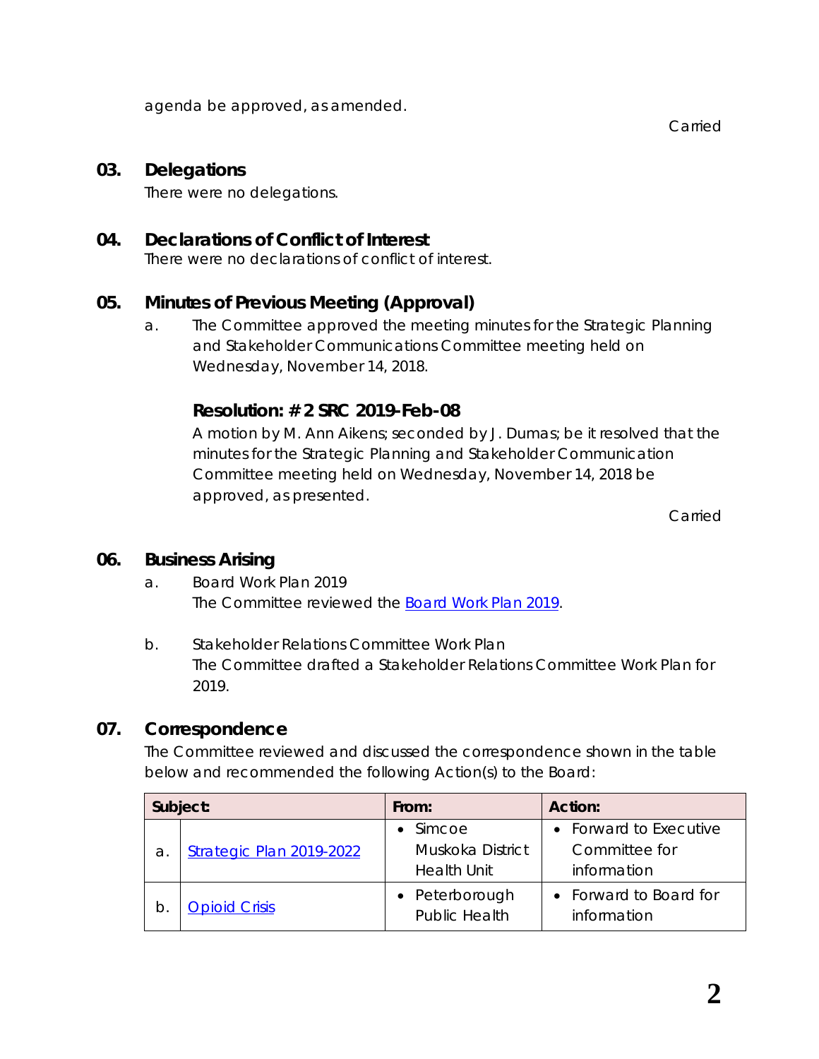agenda be approved, as amended.

Carried

## 03. Delegations

There were no delegations.

## 04. Declarations of Conflict of Interest

There were no declarations of conflict of interest.

## 05. Minutes of Previous Meeting (Approval)

a. The Committee approved the meeting minutes for the Strategic Planning and Stakeholder Communications Committee meeting held on Wednesday, November 14, 2018.

### Resolution: # 2 SRC 2019-Feb-08

A motion by M. Ann Aikens; seconded by J. Dumas; be it resolved that the minutes for the Strategic Planning and Stakeholder Communication Committee meeting held on Wednesday, November 14, 2018 be approved, as presented.

Carried

## 06. Business Arising

a. Board Work Plan 2019
The Committee reviewed the Board Work Plan 2019.

b. Stakeholder Relations Committee Work Plan
The Committee drafted a Stakeholder Relations Committee Work Plan for 2019.

## 07. Correspondence

The Committee reviewed and discussed the correspondence shown in the table below and recommended the following Action(s) to the Board:

| Subject: | | From: | Action: |
|---|---|---|---|
| a. | Strategic Plan 2019-2022 | • Simcoe Muskoka District Health Unit | • Forward to Executive Committee for information |
| b. | Opioid Crisis | • Peterborough Public Health | • Forward to Board for information |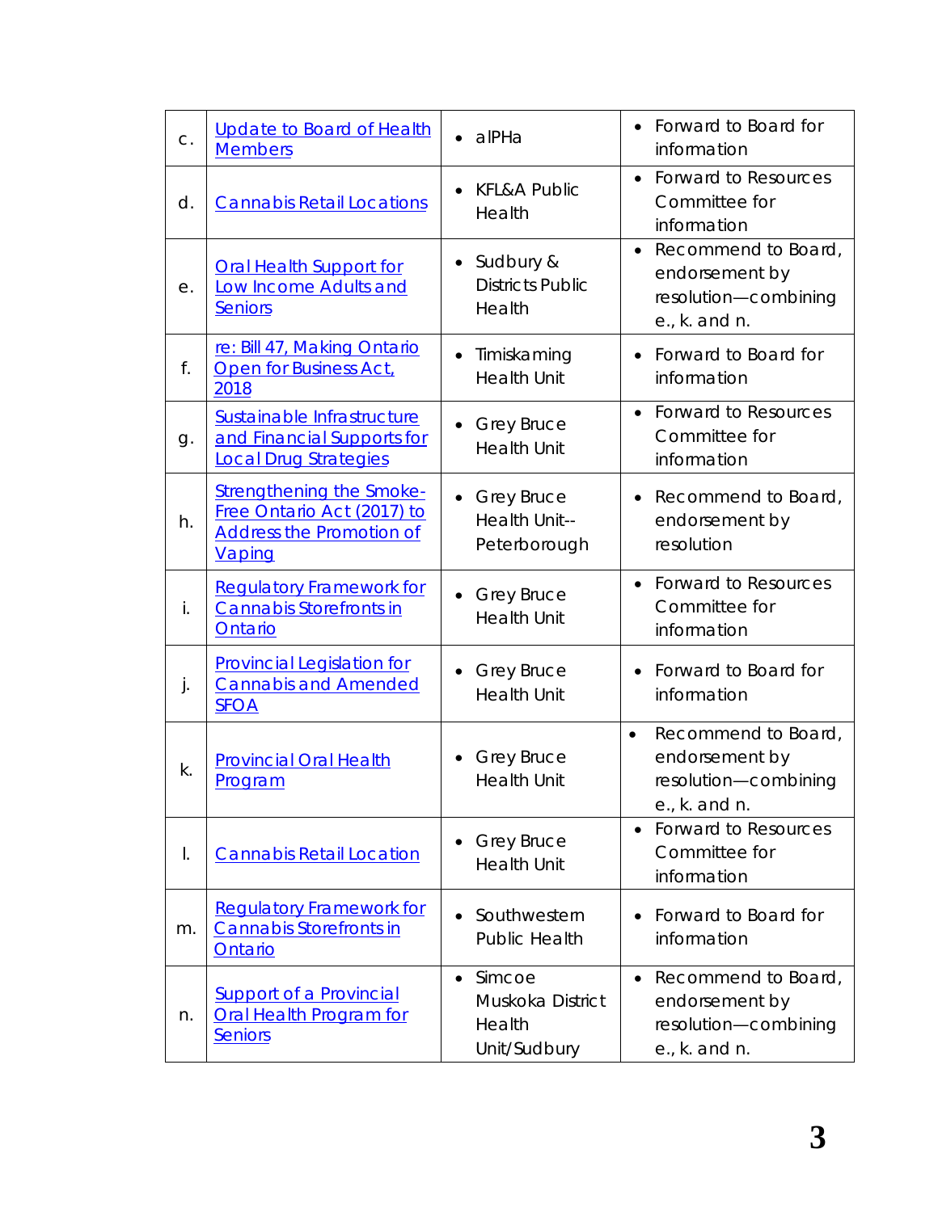| | | | |
|---|---|---|---|
| c. | Update to Board of Health Members | • alPHa | • Forward to Board for information |
| d. | Cannabis Retail Locations | • KFL&A Public Health | • Forward to Resources Committee for information |
| e. | Oral Health Support for Low Income Adults and Seniors | • Sudbury & Districts Public Health | • Recommend to Board, endorsement by resolution—combining e., k. and n. |
| f. | re: Bill 47, Making Ontario Open for Business Act, 2018 | • Timiskaming Health Unit | • Forward to Board for information |
| g. | Sustainable Infrastructure and Financial Supports for Local Drug Strategies | • Grey Bruce Health Unit | • Forward to Resources Committee for information |
| h. | Strengthening the Smoke-Free Ontario Act (2017) to Address the Promotion of Vaping | • Grey Bruce Health Unit--Peterborough | • Recommend to Board, endorsement by resolution |
| i. | Regulatory Framework for Cannabis Storefronts in Ontario | • Grey Bruce Health Unit | • Forward to Resources Committee for information |
| j. | Provincial Legislation for Cannabis and Amended SFOA | • Grey Bruce Health Unit | • Forward to Board for information |
| k. | Provincial Oral Health Program | • Grey Bruce Health Unit | • Recommend to Board, endorsement by resolution—combining e., k. and n. |
| l. | Cannabis Retail Location | • Grey Bruce Health Unit | • Forward to Resources Committee for information |
| m. | Regulatory Framework for Cannabis Storefronts in Ontario | • Southwestern Public Health | • Forward to Board for information |
| n. | Support of a Provincial Oral Health Program for Seniors | • Simcoe Muskoka District Health Unit/Sudbury | • Recommend to Board, endorsement by resolution—combining e., k. and n. |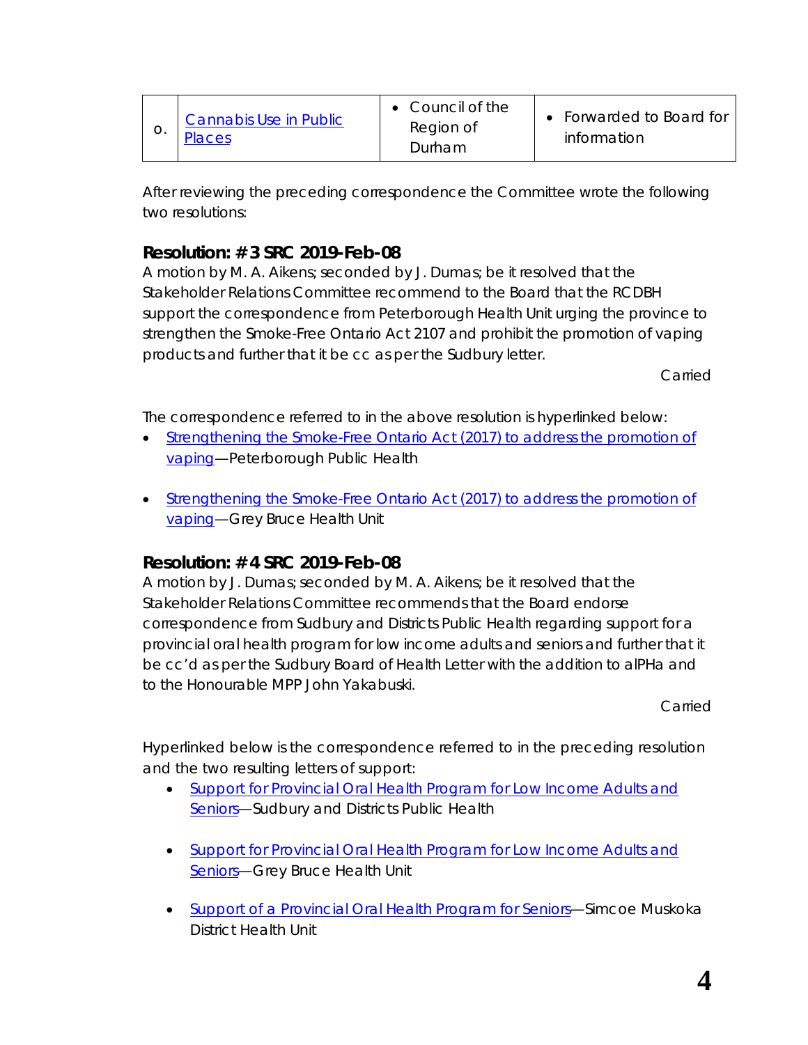| o. | [Cannabis Use in Public Places]() | • Council of the Region of Durham | • Forwarded to Board for information |
|---|---|---|---|

After reviewing the preceding correspondence the Committee wrote the following two resolutions:

### Resolution: # 3 SRC 2019-Feb-08

A motion by M. A. Aikens; seconded by J. Dumas; be it resolved that the Stakeholder Relations Committee recommend to the Board that the RCDBH support the correspondence from Peterborough Health Unit urging the province to strengthen the Smoke-Free Ontario Act 2107 and prohibit the promotion of vaping products and further that it be cc as per the Sudbury letter.

Carried

The correspondence referred to in the above resolution is hyperlinked below:

- Strengthening the Smoke-Free Ontario Act (2017) to address the promotion of vaping—Peterborough Public Health
- Strengthening the Smoke-Free Ontario Act (2017) to address the promotion of vaping—Grey Bruce Health Unit

### Resolution: # 4 SRC 2019-Feb-08

A motion by J. Dumas; seconded by M. A. Aikens; be it resolved that the Stakeholder Relations Committee recommends that the Board endorse correspondence from Sudbury and Districts Public Health regarding support for a provincial oral health program for low income adults and seniors and further that it be cc'd as per the Sudbury Board of Health Letter with the addition to alPHa and to the Honourable MPP John Yakabuski.

Carried

Hyperlinked below is the correspondence referred to in the preceding resolution and the two resulting letters of support:

- Support for Provincial Oral Health Program for Low Income Adults and Seniors—Sudbury and Districts Public Health
- Support for Provincial Oral Health Program for Low Income Adults and Seniors—Grey Bruce Health Unit
- Support of a Provincial Oral Health Program for Seniors—Simcoe Muskoka District Health Unit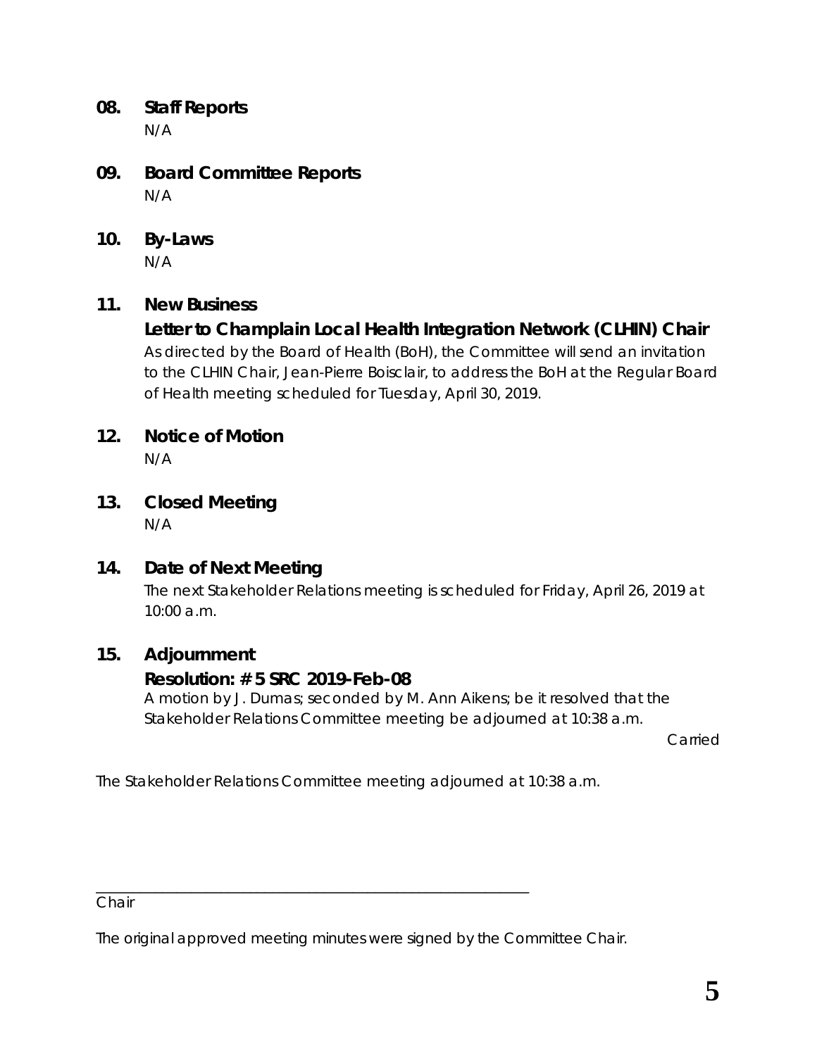## 08. Staff Reports

N/A

## 09. Board Committee Reports

N/A

## 10. By-Laws

N/A

## 11. New Business

### Letter to Champlain Local Health Integration Network (CLHIN) Chair

As directed by the Board of Health (BoH), the Committee will send an invitation to the CLHIN Chair, Jean-Pierre Boisclair, to address the BoH at the Regular Board of Health meeting scheduled for Tuesday, April 30, 2019.

## 12. Notice of Motion

N/A

## 13. Closed Meeting

N/A

## 14. Date of Next Meeting

The next Stakeholder Relations meeting is scheduled for Friday, April 26, 2019 at 10:00 a.m.

## 15. Adjournment

### Resolution: # 5 SRC 2019-Feb-08

A motion by J. Dumas; seconded by M. Ann Aikens; be it resolved that the Stakeholder Relations Committee meeting be adjourned at 10:38 a.m.

Carried

The Stakeholder Relations Committee meeting adjourned at 10:38 a.m.

\_\_\_\_\_\_\_\_\_\_\_\_\_\_\_\_\_\_\_\_\_\_\_\_\_\_\_\_\_\_\_\_\_\_\_\_\_\_\_\_\_\_\_\_\_\_\_\_\_\_\_\_

Chair

The original approved meeting minutes were signed by the Committee Chair.